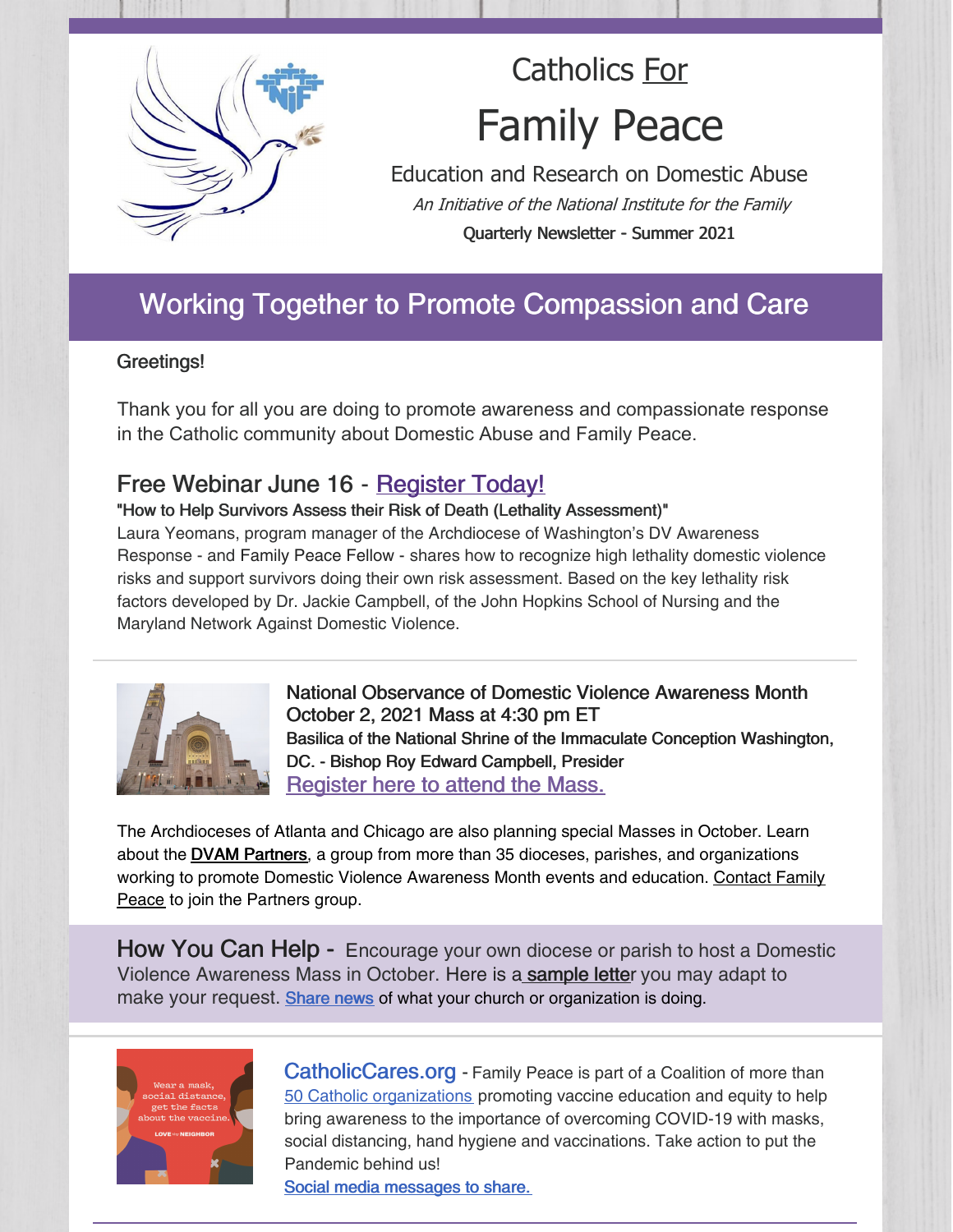# Catholics For

# Family Peace

Education and Research on Domestic Abuse

*An Initiative of the National Institute for the Family*

**Quarterly Newsletter - Summer 2021**

## Working Together to Promote Compassion and Care

Greetings!

Thank you for all you are doing to promote awareness and compassionate response in the Catholic community about Domestic Abuse and Family Peace.

### Free Webinar June 16 - Register Today!

**"How to Help Survivors Assess their Risk of Death (Lethality Assessment)"**

Laura Yeomans, program manager of the Archdiocese of Washington's DV Awareness Response - and Family Peace Fellow - shares how to recognize high lethality domestic violence risks and support survivors doing their own risk assessment. Based on the key lethality risk factors developed by Dr. Jackie Campbell, of the John Hopkins School of Nursing and the Maryland Network Against Domestic Violence.

---

**National Observance of Domestic Violence Awareness Month October 2, 2021 Mass at 4:30 pm ET**

**Basilica of the National Shrine of the Immaculate Conception Washington, DC. - Bishop Roy Edward Campbell, Presider**

Register here to attend the Mass.

The Archdioceses of Atlanta and Chicago are also planning special Masses in October. Learn about the **DVAM Partners**, a group from more than 35 dioceses, parishes, and organizations working to promote Domestic Violence Awareness Month events and education. Contact Family Peace to join the Partners group.

**How You Can Help -** Encourage your own diocese or parish to host a Domestic Violence Awareness Mass in October. Here is a **sample letter** you may adapt to make your request. Share news of what your church or organization is doing.

---

**CatholicCares.org** - Family Peace is part of a Coalition of more than 50 Catholic organizations promoting vaccine education and equity to help bring awareness to the importance of overcoming COVID-19 with masks, social distancing, hand hygiene and vaccinations. Take action to put the Pandemic behind us!

Social media messages to share.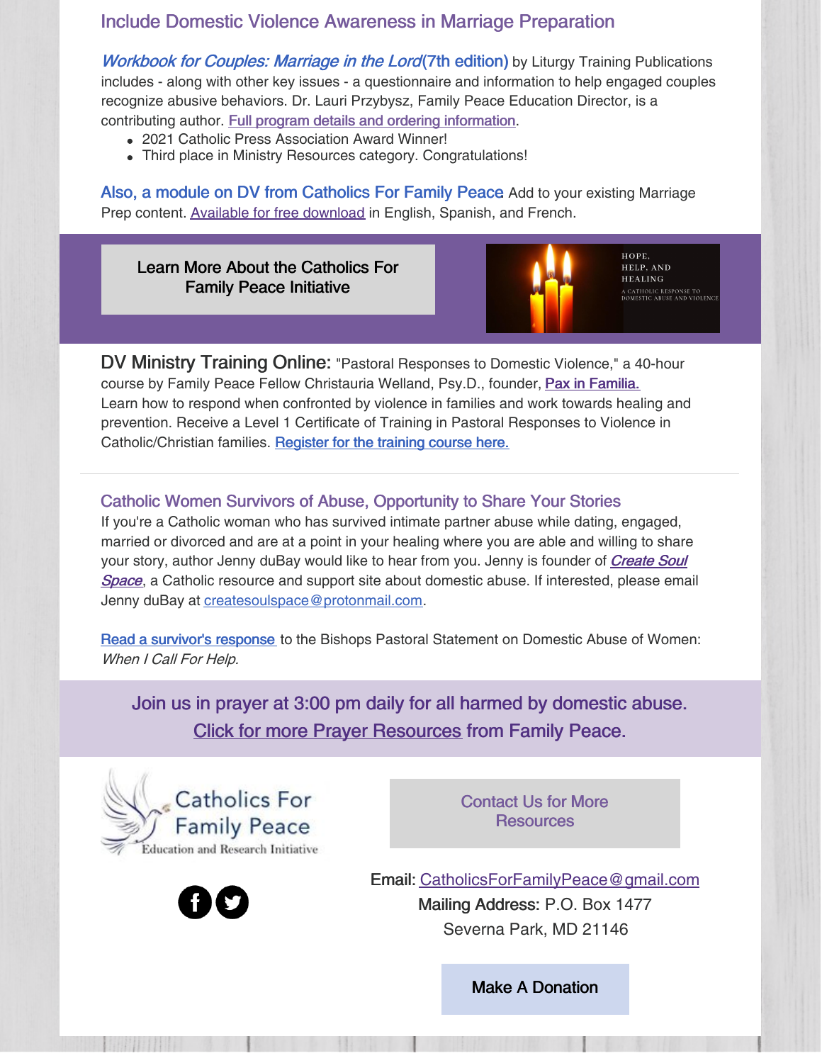## Include Domestic Violence Awareness in Marriage Preparation

*Workbook for Couples: Marriage in the Lord*(7th edition) by Liturgy Training Publications includes - along with other key issues - a questionnaire and information to help engaged couples recognize abusive behaviors. Dr. Lauri Przybysz, Family Peace Education Director, is a contributing author. Full program details and ordering information.

- 2021 Catholic Press Association Award Winner!
- Third place in Ministry Resources category. Congratulations!

**Also, a module on DV from Catholics For Family Peace** Add to your existing Marriage Prep content. Available for free download in English, Spanish, and French.

**Learn More About the Catholics For Family Peace Initiative**

HOPE, HELP, AND HEALING

A CATHOLIC RESPONSE TO DOMESTIC ABUSE AND VIOLENCE

**DV Ministry Training Online:** "Pastoral Responses to Domestic Violence," a 40-hour course by Family Peace Fellow Christauria Welland, Psy.D., founder, Pax in Familia. Learn how to respond when confronted by violence in families and work towards healing and prevention. Receive a Level 1 Certificate of Training in Pastoral Responses to Violence in Catholic/Christian families. Register for the training course here.

---

## Catholic Women Survivors of Abuse, Opportunity to Share Your Stories

If you're a Catholic woman who has survived intimate partner abuse while dating, engaged, married or divorced and are at a point in your healing where you are able and willing to share your story, author Jenny duBay would like to hear from you. Jenny is founder of *Create Soul Space*, a Catholic resource and support site about domestic abuse. If interested, please email Jenny duBay at createsoulspace@protonmail.com.

Read a survivor's response to the Bishops Pastoral Statement on Domestic Abuse of Women: *When I Call For Help.*

**Join us in prayer at 3:00 pm daily for all harmed by domestic abuse.**
**Click for more Prayer Resources from Family Peace.**

Catholics For Family Peace
Education and Research Initiative

**Contact Us for More Resources**

Email: CatholicsForFamilyPeace@gmail.com
Mailing Address: P.O. Box 1477
Severna Park, MD 21146

**Make A Donation**